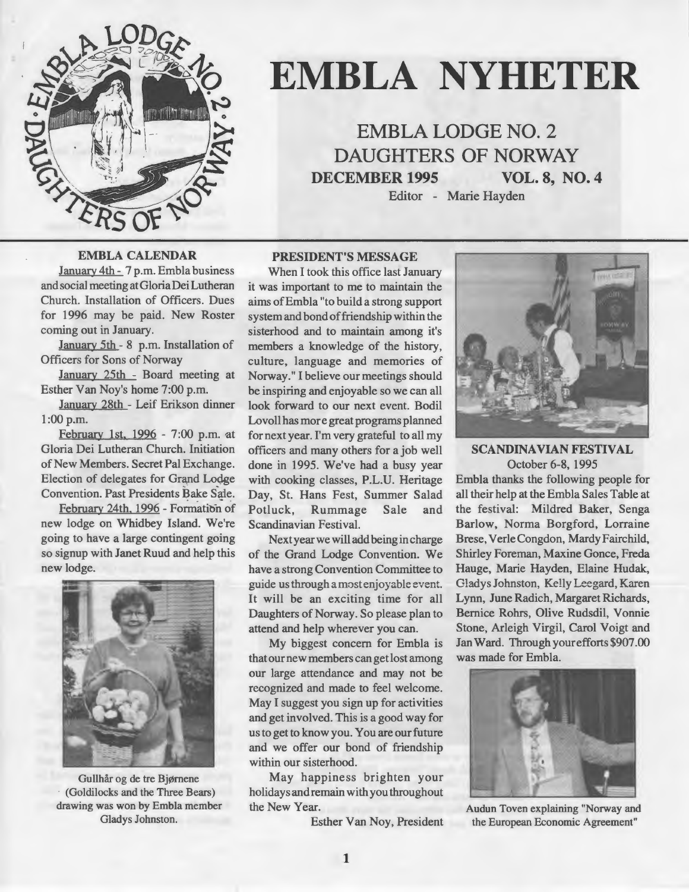# EMBLA NYHETER

## EMBLA LODGE NO. 2
## DAUGHTERS OF NORWAY

**DECEMBER 1995 VOL. 8, NO. 4**

Editor - Marie Hayden

### EMBLA CALENDAR

January 4th - 7 p.m. Embla business and social meeting at Gloria Dei Lutheran Church. Installation of Officers. Dues for 1996 may be paid. New Roster coming out in January.

January 5th - 8 p.m. Installation of Officers for Sons of Norway

January 25th - Board meeting at Esther Van Noy's home 7:00 p.m.

January 28th - Leif Erikson dinner 1:00 p.m.

February 1st, 1996 - 7:00 p.m. at Gloria Dei Lutheran Church. Initiation of New Members. Secret Pal Exchange. Election of delegates for Grand Lodge Convention. Past Presidents Bake Sale.

February 24th, 1996 - Formation of new lodge on Whidbey Island. We're going to have a large contingent going so signup with Janet Ruud and help this new lodge.

Gullhår og de tre Bjørnene (Goldilocks and the Three Bears) drawing was won by Embla member Gladys Johnston.

### PRESIDENT'S MESSAGE

When I took this office last January it was important to me to maintain the aims of Embla "to build a strong support system and bond of friendship within the sisterhood and to maintain among it's members a knowledge of the history, culture, language and memories of Norway." I believe our meetings should be inspiring and enjoyable so we can all look forward to our next event. Bodil Lovoll has more great programs planned for next year. I'm very grateful to all my officers and many others for a job well done in 1995. We've had a busy year with cooking classes, P.L.U. Heritage Day, St. Hans Fest, Summer Salad Potluck, Rummage Sale and Scandinavian Festival.

Next year we will add being in charge of the Grand Lodge Convention. We have a strong Convention Committee to guide us through a most enjoyable event. It will be an exciting time for all Daughters of Norway. So please plan to attend and help wherever you can.

My biggest concern for Embla is that our new members can get lost among our large attendance and may not be recognized and made to feel welcome. May I suggest you sign up for activities and get involved. This is a good way for us to get to know you. You are our future and we offer our bond of friendship within our sisterhood.

May happiness brighten your holidays and remain with you throughout the New Year.

Esther Van Noy, President

### SCANDINAVIAN FESTIVAL

October 6-8, 1995

Embla thanks the following people for all their help at the Embla Sales Table at the festival: Mildred Baker, Senga Barlow, Norma Borgford, Lorraine Brese, Verle Congdon, Mardy Fairchild, Shirley Foreman, Maxine Gonce, Freda Hauge, Marie Hayden, Elaine Hudak, Gladys Johnston, Kelly Leegard, Karen Lynn, June Radich, Margaret Richards, Bernice Rohrs, Olive Rudsdil, Vonnie Stone, Arleigh Virgil, Carol Voigt and Jan Ward. Through your efforts $907.00 was made for Embla.

Audun Toven explaining "Norway and the European Economic Agreement"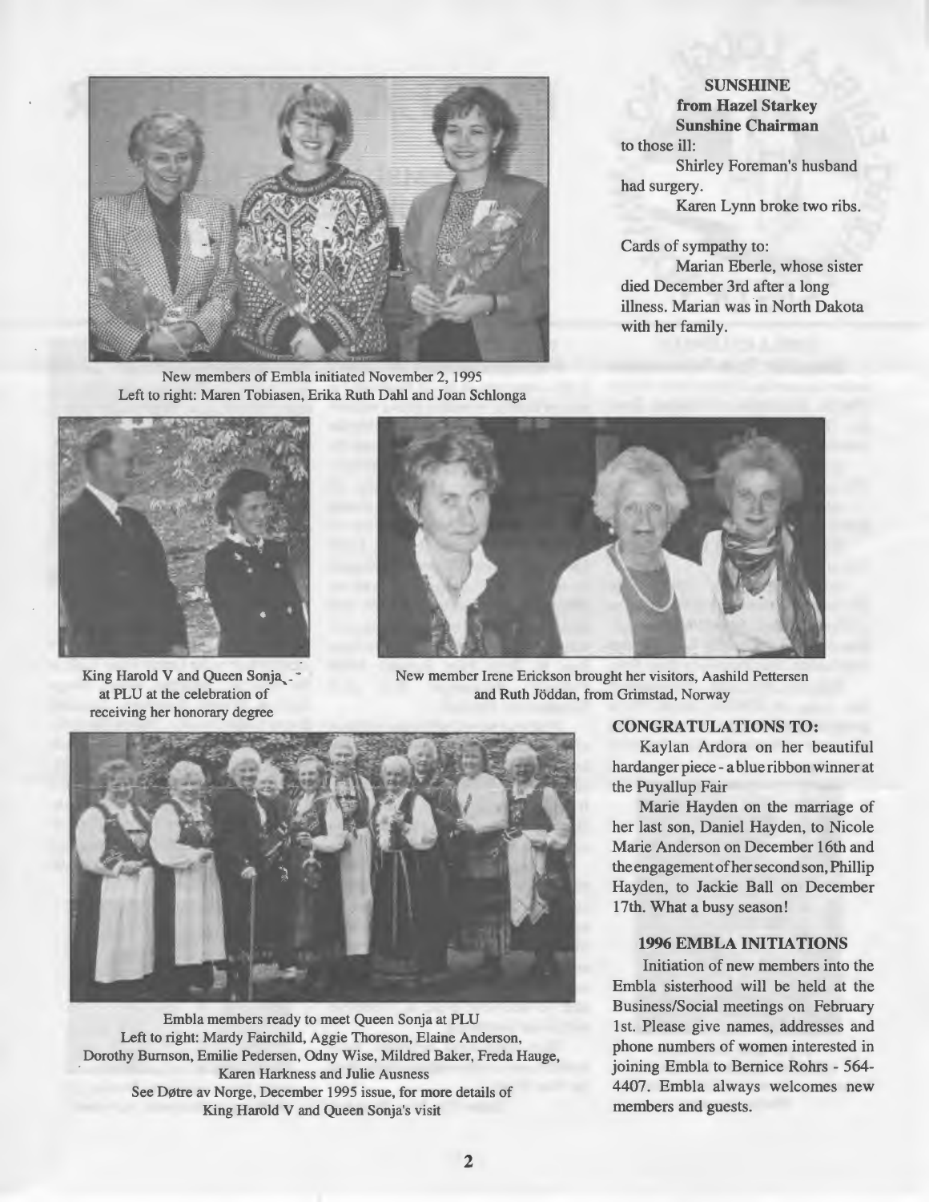New members of Embla initiated November 2, 1995
Left to right: Maren Tobiasen, Erika Ruth Dahl and Joan Schlonga

**SUNSHINE**
**from Hazel Starkey**
**Sunshine Chairman**

to those ill:

Shirley Foreman's husband had surgery.

Karen Lynn broke two ribs.

Cards of sympathy to:

Marian Eberle, whose sister died December 3rd after a long illness. Marian was in North Dakota with her family.

King Harold V and Queen Sonja at PLU at the celebration of receiving her honorary degree

New member Irene Erickson brought her visitors, Aashild Pettersen and Ruth Jöddan, from Grimstad, Norway

Embla members ready to meet Queen Sonja at PLU
Left to right: Mardy Fairchild, Aggie Thoreson, Elaine Anderson, Dorothy Burnson, Emilie Pedersen, Odny Wise, Mildred Baker, Freda Hauge, Karen Harkness and Julie Ausness
See Døtre av Norge, December 1995 issue, for more details of King Harold V and Queen Sonja's visit

**CONGRATULATIONS TO:**

Kaylan Ardora on her beautiful hardanger piece - a blue ribbon winner at the Puyallup Fair

Marie Hayden on the marriage of her last son, Daniel Hayden, to Nicole Marie Anderson on December 16th and the engagement of her second son, Phillip Hayden, to Jackie Ball on December 17th. What a busy season!

**1996 EMBLA INITIATIONS**

Initiation of new members into the Embla sisterhood will be held at the Business/Social meetings on February 1st. Please give names, addresses and phone numbers of women interested in joining Embla to Bernice Rohrs - 564-4407. Embla always welcomes new members and guests.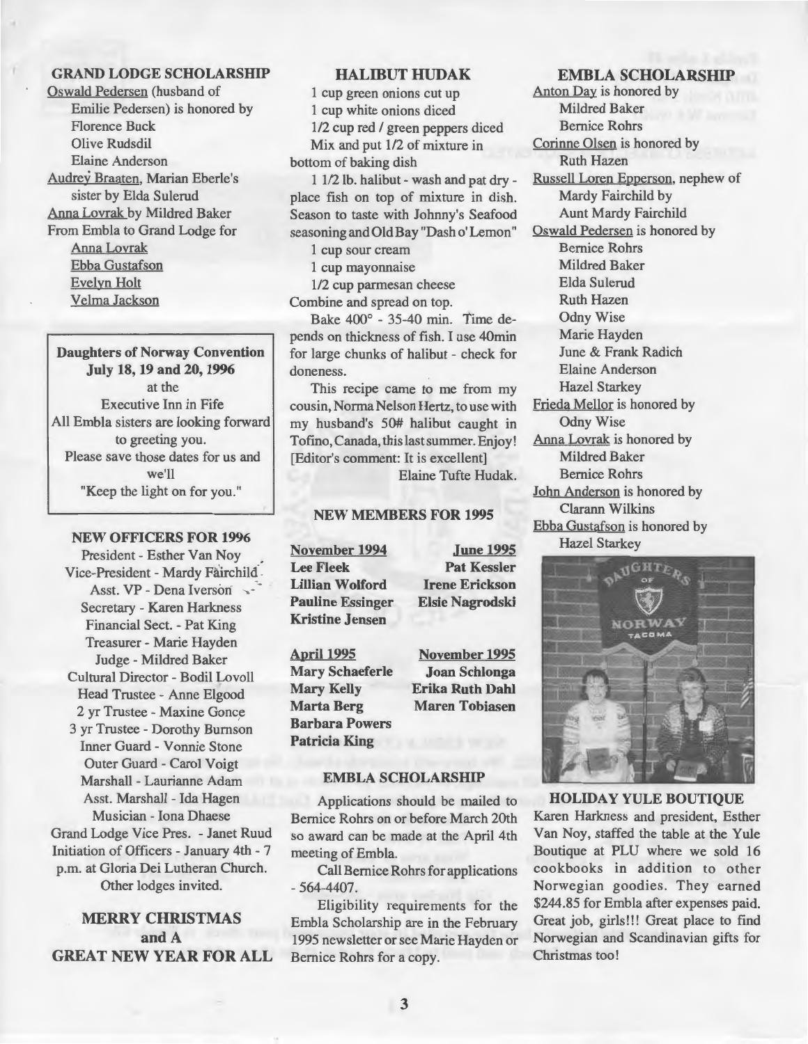### GRAND LODGE SCHOLARSHIP

Oswald Pedersen (husband of Emilie Pedersen) is honored by
Florence Buck
Olive Rudsdil
Elaine Anderson

Audrey Braaten, Marian Eberle's sister by Elda Sulerud

Anna Lovrak by Mildred Baker

From Embla to Grand Lodge for
Anna Lovrak
Ebba Gustafson
Evelyn Holt
Velma Jackson

**Daughters of Norway Convention**
**July 18, 19 and 20, 1996**
at the
Executive Inn in Fife
All Embla sisters are looking forward to greeting you.
Please save those dates for us and we'll
"Keep the light on for you."

### NEW OFFICERS FOR 1996

President - Esther Van Noy
Vice-President - Mardy Fairchild
Asst. VP - Dena Iverson
Secretary - Karen Harkness
Financial Sect. - Pat King
Treasurer - Marie Hayden
Judge - Mildred Baker
Cultural Director - Bodil Lovoll
Head Trustee - Anne Elgood
2 yr Trustee - Maxine Gonce
3 yr Trustee - Dorothy Burnson
Inner Guard - Vonnie Stone
Outer Guard - Carol Voigt
Marshall - Laurianne Adam
Asst. Marshall - Ida Hagen
Musician - Iona Dhaese
Grand Lodge Vice Pres. - Janet Ruud
Initiation of Officers - January 4th - 7 p.m. at Gloria Dei Lutheran Church.
Other lodges invited.

### MERRY CHRISTMAS and A GREAT NEW YEAR FOR ALL

### HALIBUT HUDAK

1 cup green onions cut up
1 cup white onions diced
1/2 cup red / green peppers diced
Mix and put 1/2 of mixture in bottom of baking dish

1 1/2 lb. halibut - wash and pat dry - place fish on top of mixture in dish. Season to taste with Johnny's Seafood seasoning and Old Bay "Dash o' Lemon"

1 cup sour cream
1 cup mayonnaise
1/2 cup parmesan cheese
Combine and spread on top.

Bake 400° - 35-40 min. Time depends on thickness of fish. I use 40min for large chunks of halibut - check for doneness.

This recipe came to me from my cousin, Norma Nelson Hertz, to use with my husband's 50# halibut caught in Tofino, Canada, this last summer. Enjoy! [Editor's comment: It is excellent]
Elaine Tufte Hudak.

### NEW MEMBERS FOR 1995

**November 1994**
**Lee Fleek**
**Lillian Wolford**
**Pauline Essinger**
**Kristine Jensen**

**June 1995**
**Pat Kessler**
**Irene Erickson**
**Elsie Nagrodski**

**April 1995**
**Mary Schaeferle**
**Mary Kelly**
**Marta Berg**
**Barbara Powers**
**Patricia King**

**November 1995**
**Joan Schlonga**
**Erika Ruth Dahl**
**Maren Tobiasen**

### EMBLA SCHOLARSHIP

Applications should be mailed to Bernice Rohrs on or before March 20th so award can be made at the April 4th meeting of Embla.

Call Bernice Rohrs for applications - 564-4407.

Eligibility requirements for the Embla Scholarship are in the February 1995 newsletter or see Marie Hayden or Bernice Rohrs for a copy.

### EMBLA SCHOLARSHIP

Anton Day is honored by
Mildred Baker
Bernice Rohrs

Corinne Olsen is honored by
Ruth Hazen

Russell Loren Epperson, nephew of Mardy Fairchild by
Aunt Mardy Fairchild

Oswald Pedersen is honored by
Bernice Rohrs
Mildred Baker
Elda Sulerud
Ruth Hazen
Odny Wise
Marie Hayden
June & Frank Radich
Elaine Anderson
Hazel Starkey

Frieda Mellor is honored by
Odny Wise

Anna Lovrak is honored by
Mildred Baker
Bernice Rohrs

John Anderson is honored by
Clarann Wilkins

Ebba Gustafson is honored by
Hazel Starkey

### HOLIDAY YULE BOUTIQUE

Karen Harkness and president, Esther Van Noy, staffed the table at the Yule Boutique at PLU where we sold 16 cookbooks in addition to other Norwegian goodies. They earned $244.85 for Embla after expenses paid. Great job, girls!!! Great place to find Norwegian and Scandinavian gifts for Christmas too!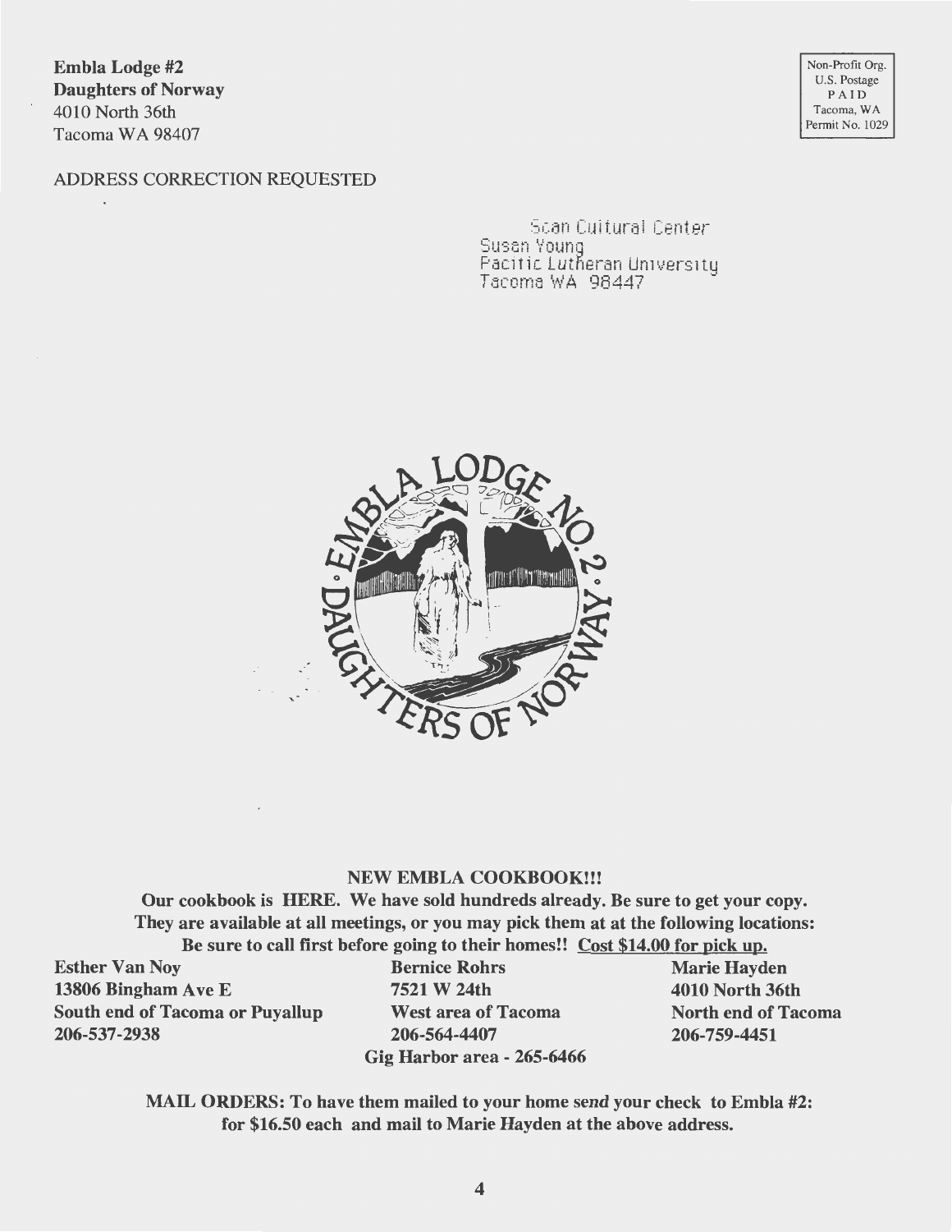**Embla Lodge #2**
**Daughters of Norway**
4010 North 36th
Tacoma WA 98407

ADDRESS CORRECTION REQUESTED

Non-Profit Org.
U.S. Postage
PAID
Tacoma, WA
Permit No. 1029

Scan Cultural Center
Susan Young
Pacific Lutheran University
Tacoma WA 98447

EMBLA LODGE NO. 2 · DAUGHTERS OF NORWAY ·

## NEW EMBLA COOKBOOK!!!

**Our cookbook is HERE. We have sold hundreds already. Be sure to get your copy. They are available at all meetings, or you may pick them at at the following locations: Be sure to call first before going to their homes!! Cost $14.00 for pick up.**

| | | |
|---|---|---|
| **Esther Van Noy** | **Bernice Rohrs** | **Marie Hayden** |
| **13806 Bingham Ave E** | **7521 W 24th** | **4010 North 36th** |
| **South end of Tacoma or Puyallup** | **West area of Tacoma** | **North end of Tacoma** |
| **206-537-2938** | **206-564-4407** | **206-759-4451** |
| | **Gig Harbor area - 265-6466** | |

**MAIL ORDERS: To have them mailed to your home send your check to Embla #2: for $16.50 each and mail to Marie Hayden at the above address.**